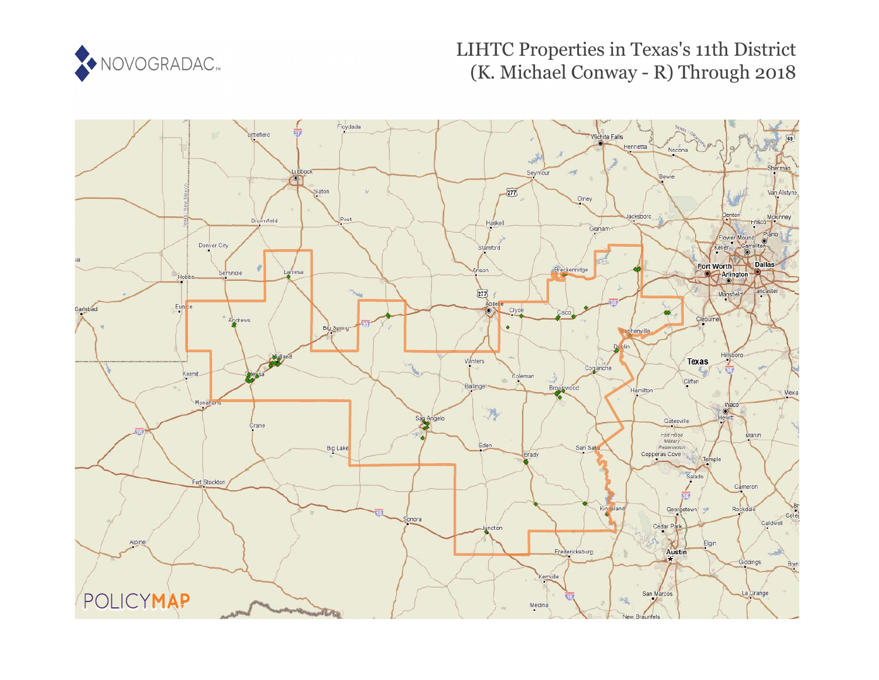# LIHTC Properties in Texas's 11th District (K. Michael Conway - R) Through 2018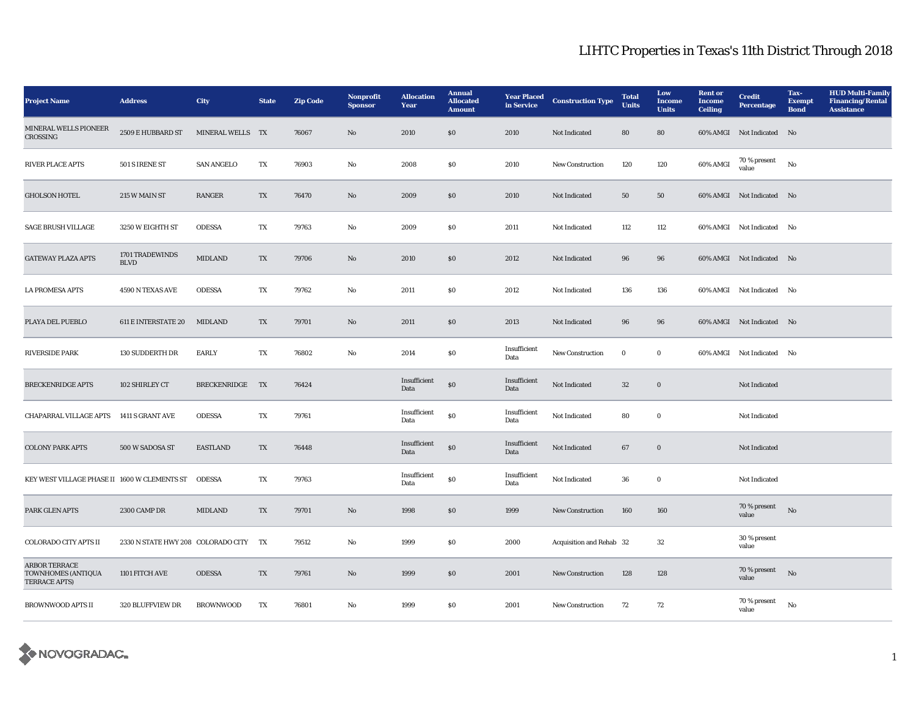# LIHTC Properties in Texas's 11th District Through 2018

| Project Name | Address | City | State | Zip Code | Nonprofit Sponsor | Allocation Year | Annual Allocated Amount | Year Placed in Service | Construction Type | Total Units | Low Income Units | Rent or Income Ceiling | Credit Percentage | Tax-Exempt Bond | HUD Multi-Family Financing/Rental Assistance |
|---|---|---|---|---|---|---|---|---|---|---|---|---|---|---|---|
| MINERAL WELLS PIONEER CROSSING | 2509 E HUBBARD ST | MINERAL WELLS | TX | 76067 | No | 2010 | $0 | 2010 | Not Indicated | 80 | 80 | 60% AMGI | Not Indicated | No | |
| RIVER PLACE APTS | 501 S IRENE ST | SAN ANGELO | TX | 76903 | No | 2008 | $0 | 2010 | New Construction | 120 | 120 | 60% AMGI | 70 % present value | No | |
| GHOLSON HOTEL | 215 W MAIN ST | RANGER | TX | 76470 | No | 2009 | $0 | 2010 | Not Indicated | 50 | 50 | 60% AMGI | Not Indicated | No | |
| SAGE BRUSH VILLAGE | 3250 W EIGHTH ST | ODESSA | TX | 79763 | No | 2009 | $0 | 2011 | Not Indicated | 112 | 112 | 60% AMGI | Not Indicated | No | |
| GATEWAY PLAZA APTS | 1701 TRADEWINDS BLVD | MIDLAND | TX | 79706 | No | 2010 | $0 | 2012 | Not Indicated | 96 | 96 | 60% AMGI | Not Indicated | No | |
| LA PROMESA APTS | 4590 N TEXAS AVE | ODESSA | TX | 79762 | No | 2011 | $0 | 2012 | Not Indicated | 136 | 136 | 60% AMGI | Not Indicated | No | |
| PLAYA DEL PUEBLO | 611 E INTERSTATE 20 | MIDLAND | TX | 79701 | No | 2011 | $0 | 2013 | Not Indicated | 96 | 96 | 60% AMGI | Not Indicated | No | |
| RIVERSIDE PARK | 130 SUDDERTH DR | EARLY | TX | 76802 | No | 2014 | $0 | Insufficient Data | New Construction | 0 | 0 | 60% AMGI | Not Indicated | No | |
| BRECKENRIDGE APTS | 102 SHIRLEY CT | BRECKENRIDGE | TX | 76424 | | Insufficient Data | $0 | Insufficient Data | Not Indicated | 32 | 0 | | Not Indicated | | |
| CHAPARRAL VILLAGE APTS | 1411 S GRANT AVE | ODESSA | TX | 79761 | | Insufficient Data | $0 | Insufficient Data | Not Indicated | 80 | 0 | | Not Indicated | | |
| COLONY PARK APTS | 500 W SADOSA ST | EASTLAND | TX | 76448 | | Insufficient Data | $0 | Insufficient Data | Not Indicated | 67 | 0 | | Not Indicated | | |
| KEY WEST VILLAGE PHASE II | 1600 W CLEMENTS ST | ODESSA | TX | 79763 | | Insufficient Data | $0 | Insufficient Data | Not Indicated | 36 | 0 | | Not Indicated | | |
| PARK GLEN APTS | 2300 CAMP DR | MIDLAND | TX | 79701 | No | 1998 | $0 | 1999 | New Construction | 160 | 160 | | 70 % present value | No | |
| COLORADO CITY APTS II | 2330 N STATE HWY 208 | COLORADO CITY | TX | 79512 | No | 1999 | $0 | 2000 | Acquisition and Rehab | 32 | 32 | | 30 % present value | | |
| ARBOR TERRACE TOWNHOMES (ANTIQUA TERRACE APTS) | 1101 FITCH AVE | ODESSA | TX | 79761 | No | 1999 | $0 | 2001 | New Construction | 128 | 128 | | 70 % present value | No | |
| BROWNWOOD APTS II | 320 BLUFFVIEW DR | BROWNWOOD | TX | 76801 | No | 1999 | $0 | 2001 | New Construction | 72 | 72 | | 70 % present value | No | |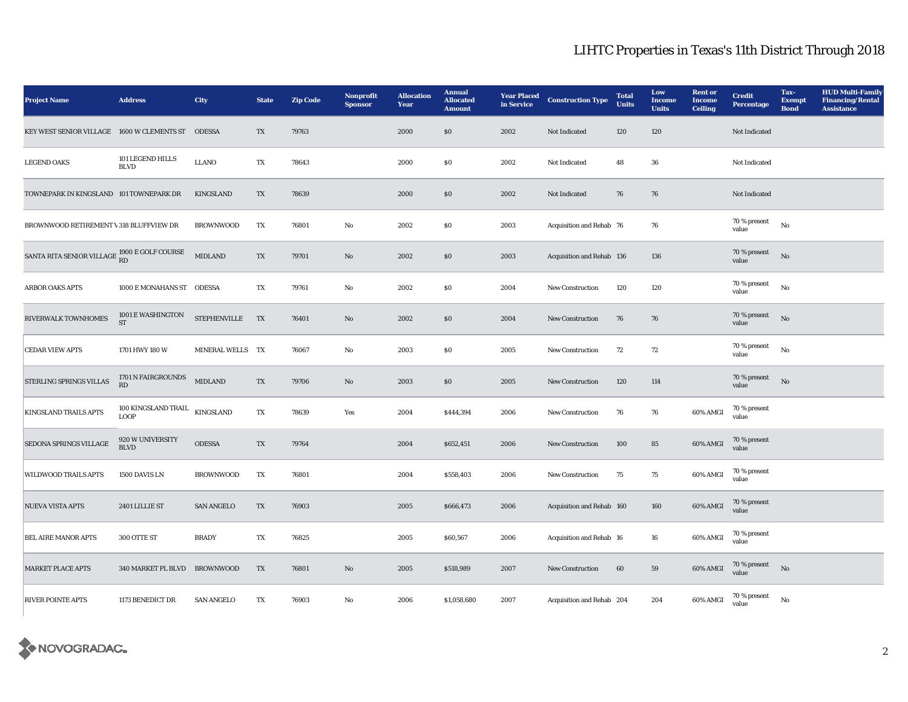# LIHTC Properties in Texas's 11th District Through 2018

| Project Name | Address | City | State | Zip Code | Nonprofit Sponsor | Allocation Year | Annual Allocated Amount | Year Placed in Service | Construction Type | Total Units | Low Income Units | Rent or Income Ceiling | Credit Percentage | Tax-Exempt Bond | HUD Multi-Family Financing/Rental Assistance |
|---|---|---|---|---|---|---|---|---|---|---|---|---|---|---|---|
| KEY WEST SENIOR VILLAGE | 1600 W CLEMENTS ST | ODESSA | TX | 79763 | | 2000 | $0 | 2002 | Not Indicated | 120 | 120 | | Not Indicated | | |
| LEGEND OAKS | 101 LEGEND HILLS BLVD | LLANO | TX | 78643 | | 2000 | $0 | 2002 | Not Indicated | 48 | 36 | | Not Indicated | | |
| TOWNEPARK IN KINGSLAND | 101 TOWNEPARK DR | KINGSLAND | TX | 78639 | | 2000 | $0 | 2002 | Not Indicated | 76 | 76 | | Not Indicated | | |
| BROWNWOOD RETIREMENT V | 318 BLUFFVIEW DR | BROWNWOOD | TX | 76801 | No | 2002 | $0 | 2003 | Acquisition and Rehab | 76 | 76 | | 70 % present value | No | |
| SANTA RITA SENIOR VILLAGE | 1900 E GOLF COURSE RD | MIDLAND | TX | 79701 | No | 2002 | $0 | 2003 | Acquisition and Rehab | 136 | 136 | | 70 % present value | No | |
| ARBOR OAKS APTS | 1000 E MONAHANS ST | ODESSA | TX | 79761 | No | 2002 | $0 | 2004 | New Construction | 120 | 120 | | 70 % present value | No | |
| RIVERWALK TOWNHOMES | 1001 E WASHINGTON ST | STEPHENVILLE | TX | 76401 | No | 2002 | $0 | 2004 | New Construction | 76 | 76 | | 70 % present value | No | |
| CEDAR VIEW APTS | 1701 HWY 180 W | MINERAL WELLS | TX | 76067 | No | 2003 | $0 | 2005 | New Construction | 72 | 72 | | 70 % present value | No | |
| STERLING SPRINGS VILLAS | 1701 N FAIRGROUNDS RD | MIDLAND | TX | 79706 | No | 2003 | $0 | 2005 | New Construction | 120 | 114 | | 70 % present value | No | |
| KINGSLAND TRAILS APTS | 100 KINGSLAND TRAIL LOOP | KINGSLAND | TX | 78639 | Yes | 2004 | $444,394 | 2006 | New Construction | 76 | 76 | 60% AMGI | 70 % present value | | |
| SEDONA SPRINGS VILLAGE | 920 W UNIVERSITY BLVD | ODESSA | TX | 79764 | | 2004 | $652,451 | 2006 | New Construction | 100 | 85 | 60% AMGI | 70 % present value | | |
| WILDWOOD TRAILS APTS | 1500 DAVIS LN | BROWNWOOD | TX | 76801 | | 2004 | $558,403 | 2006 | New Construction | 75 | 75 | 60% AMGI | 70 % present value | | |
| NUEVA VISTA APTS | 2401 LILLIE ST | SAN ANGELO | TX | 76903 | | 2005 | $666,473 | 2006 | Acquisition and Rehab | 160 | 160 | 60% AMGI | 70 % present value | | |
| BEL AIRE MANOR APTS | 300 OTTE ST | BRADY | TX | 76825 | | 2005 | $60,567 | 2006 | Acquisition and Rehab | 16 | 16 | 60% AMGI | 70 % present value | | |
| MARKET PLACE APTS | 340 MARKET PL BLVD | BROWNWOOD | TX | 76801 | No | 2005 | $518,989 | 2007 | New Construction | 60 | 59 | 60% AMGI | 70 % present value | No | |
| RIVER POINTE APTS | 1173 BENEDICT DR | SAN ANGELO | TX | 76903 | No | 2006 | $1,058,680 | 2007 | Acquisition and Rehab | 204 | 204 | 60% AMGI | 70 % present value | No | |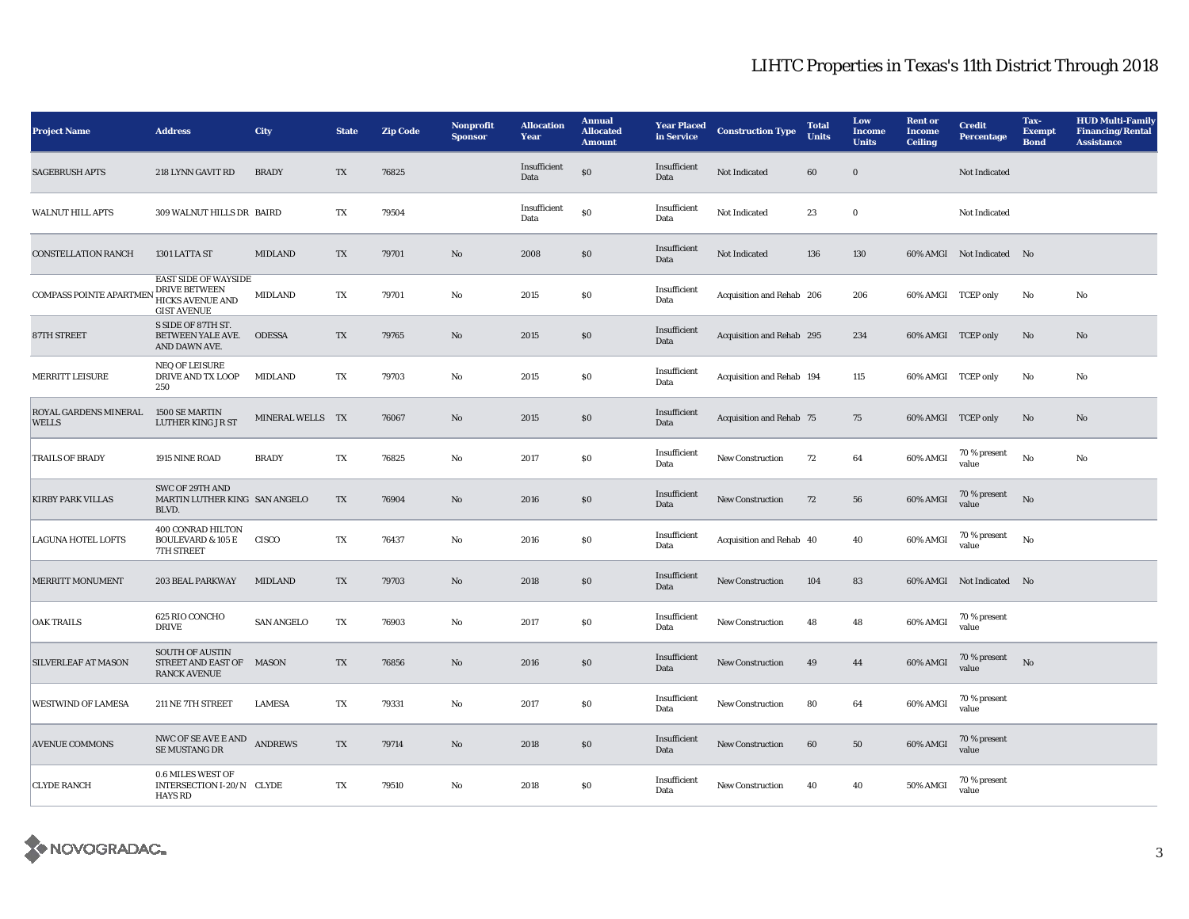# LIHTC Properties in Texas's 11th District Through 2018

| Project Name | Address | City | State | Zip Code | Nonprofit Sponsor | Allocation Year | Annual Allocated Amount | Year Placed in Service | Construction Type | Total Units | Low Income Units | Rent or Income Ceiling | Credit Percentage | Tax-Exempt Bond | HUD Multi-Family Financing/Rental Assistance |
|---|---|---|---|---|---|---|---|---|---|---|---|---|---|---|---|
| SAGEBRUSH APTS | 218 LYNN GAVIT RD | BRADY | TX | 76825 | | Insufficient Data | $0 | Insufficient Data | Not Indicated | 60 | 0 | | Not Indicated | | |
| WALNUT HILL APTS | 309 WALNUT HILLS DR | BAIRD | TX | 79504 | | Insufficient Data | $0 | Insufficient Data | Not Indicated | 23 | 0 | | Not Indicated | | |
| CONSTELLATION RANCH | 1301 LATTA ST | MIDLAND | TX | 79701 | No | 2008 | $0 | Insufficient Data | Not Indicated | 136 | 130 | 60% AMGI | Not Indicated | No | |
| COMPASS POINTE APARTMEN | EAST SIDE OF WAYSIDE DRIVE BETWEEN HICKS AVENUE AND GIST AVENUE | MIDLAND | TX | 79701 | No | 2015 | $0 | Insufficient Data | Acquisition and Rehab | 206 | 206 | 60% AMGI | TCEP only | No | No |
| 87TH STREET | S SIDE OF 87TH ST. BETWEEN YALE AVE. AND DAWN AVE. | ODESSA | TX | 79765 | No | 2015 | $0 | Insufficient Data | Acquisition and Rehab | 295 | 234 | 60% AMGI | TCEP only | No | No |
| MERRITT LEISURE | NEQ OF LEISURE DRIVE AND TX LOOP 250 | MIDLAND | TX | 79703 | No | 2015 | $0 | Insufficient Data | Acquisition and Rehab | 194 | 115 | 60% AMGI | TCEP only | No | No |
| ROYAL GARDENS MINERAL WELLS | 1500 SE MARTIN LUTHER KING J R ST | MINERAL WELLS | TX | 76067 | No | 2015 | $0 | Insufficient Data | Acquisition and Rehab | 75 | 75 | 60% AMGI | TCEP only | No | No |
| TRAILS OF BRADY | 1915 NINE ROAD | BRADY | TX | 76825 | No | 2017 | $0 | Insufficient Data | New Construction | 72 | 64 | 60% AMGI | 70 % present value | No | No |
| KIRBY PARK VILLAS | SWC OF 29TH AND MARTIN LUTHER KING BLVD. | SAN ANGELO | TX | 76904 | No | 2016 | $0 | Insufficient Data | New Construction | 72 | 56 | 60% AMGI | 70 % present value | No | |
| LAGUNA HOTEL LOFTS | 400 CONRAD HILTON BOULEVARD & 105 E 7TH STREET | CISCO | TX | 76437 | No | 2016 | $0 | Insufficient Data | Acquisition and Rehab | 40 | 40 | 60% AMGI | 70 % present value | No | |
| MERRITT MONUMENT | 203 BEAL PARKWAY | MIDLAND | TX | 79703 | No | 2018 | $0 | Insufficient Data | New Construction | 104 | 83 | 60% AMGI | Not Indicated | No | |
| OAK TRAILS | 625 RIO CONCHO DRIVE | SAN ANGELO | TX | 76903 | No | 2017 | $0 | Insufficient Data | New Construction | 48 | 48 | 60% AMGI | 70 % present value | | |
| SILVERLEAF AT MASON | SOUTH OF AUSTIN STREET AND EAST OF RANCK AVENUE | MASON | TX | 76856 | No | 2016 | $0 | Insufficient Data | New Construction | 49 | 44 | 60% AMGI | 70 % present value | No | |
| WESTWIND OF LAMESA | 211 NE 7TH STREET | LAMESA | TX | 79331 | No | 2017 | $0 | Insufficient Data | New Construction | 80 | 64 | 60% AMGI | 70 % present value | | |
| AVENUE COMMONS | NWC OF SE AVE E AND SE MUSTANG DR | ANDREWS | TX | 79714 | No | 2018 | $0 | Insufficient Data | New Construction | 60 | 50 | 60% AMGI | 70 % present value | | |
| CLYDE RANCH | 0.6 MILES WEST OF INTERSECTION I-20/N HAYS RD | CLYDE | TX | 79510 | No | 2018 | $0 | Insufficient Data | New Construction | 40 | 40 | 50% AMGI | 70 % present value | | |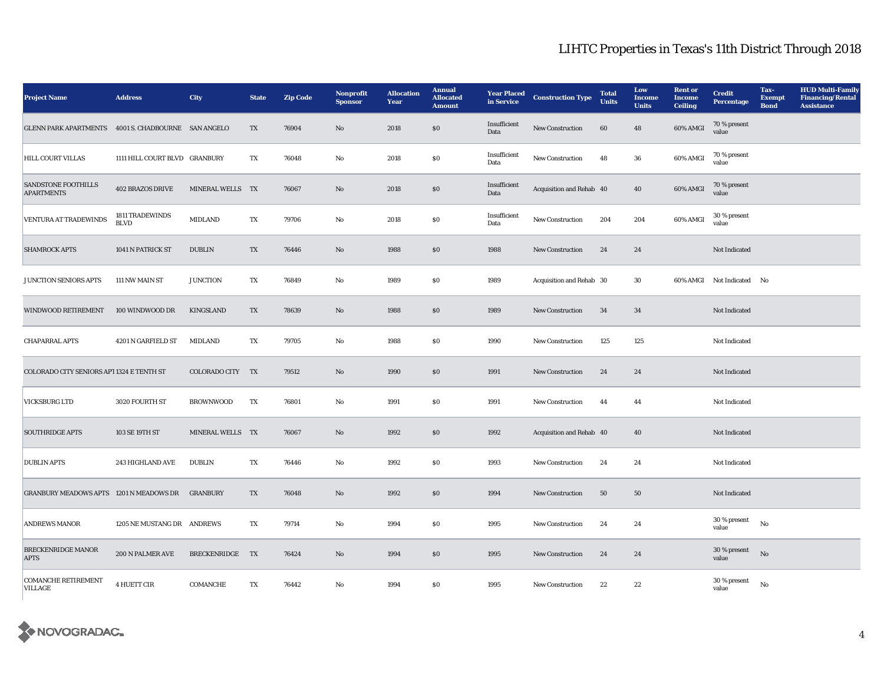# LIHTC Properties in Texas's 11th District Through 2018

| Project Name | Address | City | State | Zip Code | Nonprofit Sponsor | Allocation Year | Annual Allocated Amount | Year Placed in Service | Construction Type | Total Units | Low Income Units | Rent or Income Ceiling | Credit Percentage | Tax-Exempt Bond | HUD Multi-Family Financing/Rental Assistance |
|---|---|---|---|---|---|---|---|---|---|---|---|---|---|---|---|
| GLENN PARK APARTMENTS | 4001 S. CHADBOURNE | SAN ANGELO | TX | 76904 | No | 2018 | $0 | Insufficient Data | New Construction | 60 | 48 | 60% AMGI | 70 % present value | | |
| HILL COURT VILLAS | 1111 HILL COURT BLVD | GRANBURY | TX | 76048 | No | 2018 | $0 | Insufficient Data | New Construction | 48 | 36 | 60% AMGI | 70 % present value | | |
| SANDSTONE FOOTHILLS APARTMENTS | 402 BRAZOS DRIVE | MINERAL WELLS | TX | 76067 | No | 2018 | $0 | Insufficient Data | Acquisition and Rehab | 40 | 40 | 60% AMGI | 70 % present value | | |
| VENTURA AT TRADEWINDS | 1811 TRADEWINDS BLVD | MIDLAND | TX | 79706 | No | 2018 | $0 | Insufficient Data | New Construction | 204 | 204 | 60% AMGI | 30 % present value | | |
| SHAMROCK APTS | 1041 N PATRICK ST | DUBLIN | TX | 76446 | No | 1988 | $0 | 1988 | New Construction | 24 | 24 | | Not Indicated | | |
| JUNCTION SENIORS APTS | 111 NW MAIN ST | JUNCTION | TX | 76849 | No | 1989 | $0 | 1989 | Acquisition and Rehab | 30 | 30 | 60% AMGI | Not Indicated | No | |
| WINDWOOD RETIREMENT | 100 WINDWOOD DR | KINGSLAND | TX | 78639 | No | 1988 | $0 | 1989 | New Construction | 34 | 34 | | Not Indicated | | |
| CHAPARRAL APTS | 4201 N GARFIELD ST | MIDLAND | TX | 79705 | No | 1988 | $0 | 1990 | New Construction | 125 | 125 | | Not Indicated | | |
| COLORADO CITY SENIORS APT | 1324 E TENTH ST | COLORADO CITY | TX | 79512 | No | 1990 | $0 | 1991 | New Construction | 24 | 24 | | Not Indicated | | |
| VICKSBURG LTD | 3020 FOURTH ST | BROWNWOOD | TX | 76801 | No | 1991 | $0 | 1991 | New Construction | 44 | 44 | | Not Indicated | | |
| SOUTHRIDGE APTS | 103 SE 19TH ST | MINERAL WELLS | TX | 76067 | No | 1992 | $0 | 1992 | Acquisition and Rehab | 40 | 40 | | Not Indicated | | |
| DUBLIN APTS | 243 HIGHLAND AVE | DUBLIN | TX | 76446 | No | 1992 | $0 | 1993 | New Construction | 24 | 24 | | Not Indicated | | |
| GRANBURY MEADOWS APTS | 1201 N MEADOWS DR | GRANBURY | TX | 76048 | No | 1992 | $0 | 1994 | New Construction | 50 | 50 | | Not Indicated | | |
| ANDREWS MANOR | 1205 NE MUSTANG DR | ANDREWS | TX | 79714 | No | 1994 | $0 | 1995 | New Construction | 24 | 24 | | 30 % present value | No | |
| BRECKENRIDGE MANOR APTS | 200 N PALMER AVE | BRECKENRIDGE | TX | 76424 | No | 1994 | $0 | 1995 | New Construction | 24 | 24 | | 30 % present value | No | |
| COMANCHE RETIREMENT VILLAGE | 4 HUETT CIR | COMANCHE | TX | 76442 | No | 1994 | $0 | 1995 | New Construction | 22 | 22 | | 30 % present value | No | |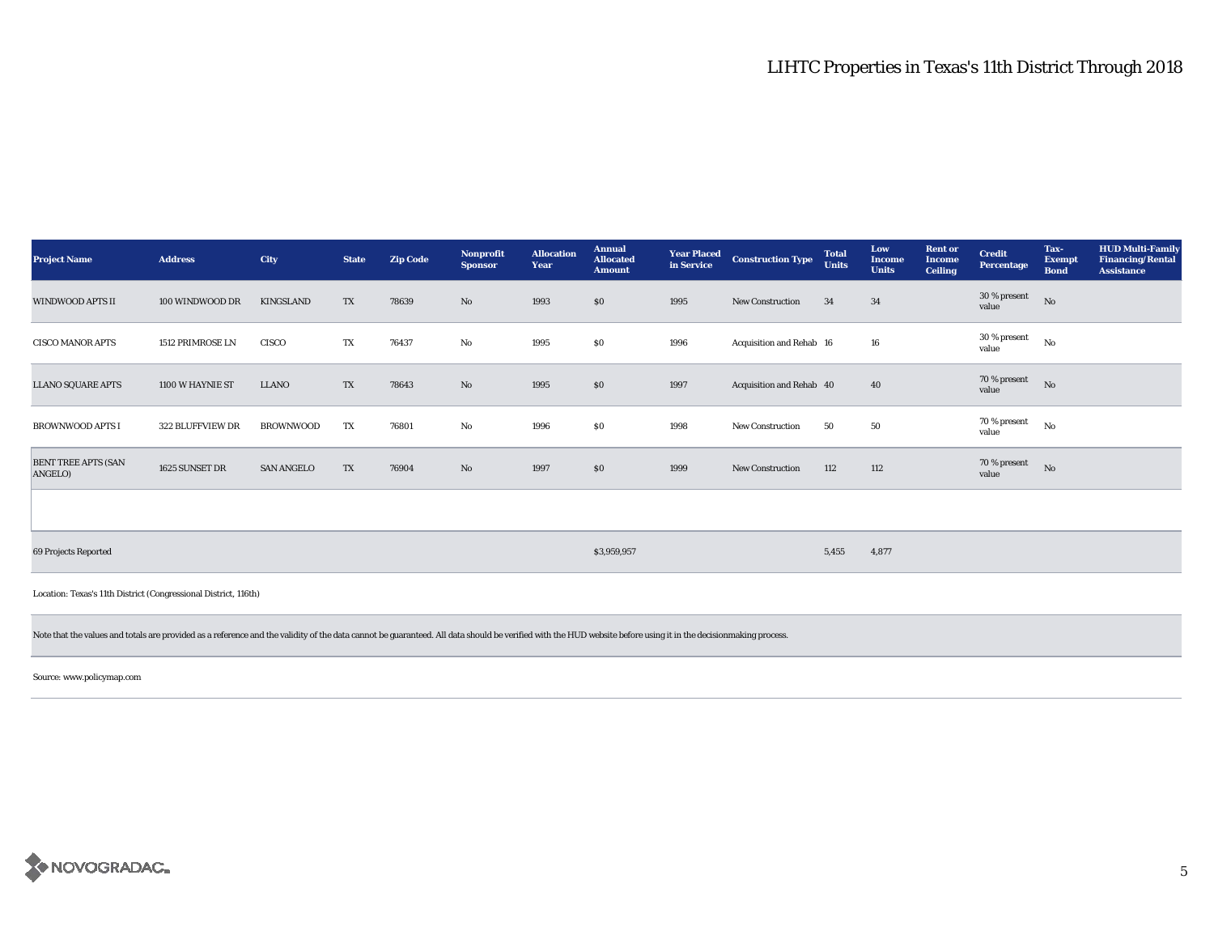# LIHTC Properties in Texas's 11th District Through 2018

| Project Name | Address | City | State | Zip Code | Nonprofit Sponsor | Allocation Year | Annual Allocated Amount | Year Placed in Service | Construction Type | Total Units | Low Income Units | Rent or Income Ceiling | Credit Percentage | Tax-Exempt Bond | HUD Multi-Family Financing/Rental Assistance |
|---|---|---|---|---|---|---|---|---|---|---|---|---|---|---|---|
| WINDWOOD APTS II | 100 WINDWOOD DR | KINGSLAND | TX | 78639 | No | 1993 | $0 | 1995 | New Construction | 34 | 34 | | 30 % present value | No | |
| CISCO MANOR APTS | 1512 PRIMROSE LN | CISCO | TX | 76437 | No | 1995 | $0 | 1996 | Acquisition and Rehab | 16 | 16 | | 30 % present value | No | |
| LLANO SQUARE APTS | 1100 W HAYNIE ST | LLANO | TX | 78643 | No | 1995 | $0 | 1997 | Acquisition and Rehab | 40 | 40 | | 70 % present value | No | |
| BROWNWOOD APTS I | 322 BLUFFVIEW DR | BROWNWOOD | TX | 76801 | No | 1996 | $0 | 1998 | New Construction | 50 | 50 | | 70 % present value | No | |
| BENT TREE APTS (SAN ANGELO) | 1625 SUNSET DR | SAN ANGELO | TX | 76904 | No | 1997 | $0 | 1999 | New Construction | 112 | 112 | | 70 % present value | No | |
| | | | | | | | | | | | | | | | |
| 69 Projects Reported | | | | | | | $3,959,957 | | | 5,455 | 4,877 | | | | |

Location: Texas's 11th District (Congressional District, 116th)

Note that the values and totals are provided as a reference and the validity of the data cannot be guaranteed. All data should be verified with the HUD website before using it in the decisionmaking process.

Source: www.policymap.com